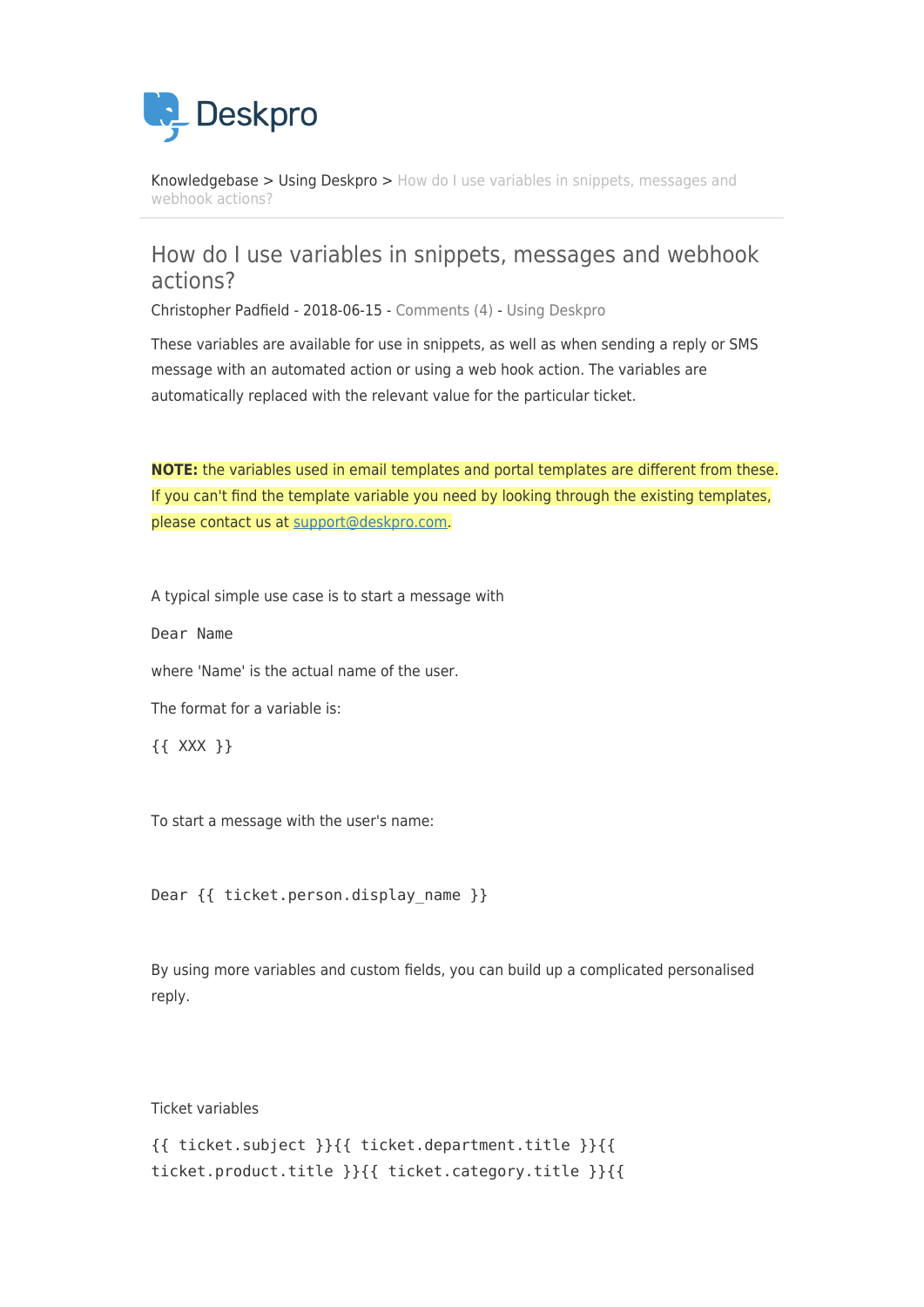Knowledgebase > Using Deskpro > How do I use variables in snippets, messages and webhook actions?

# How do I use variables in snippets, messages and webhook actions?

Christopher Padfield - 2018-06-15 - Comments (4) - Using Deskpro

These variables are available for use in snippets, as well as when sending a reply or SMS message with an automated action or using a web hook action. The variables are automatically replaced with the relevant value for the particular ticket.

**NOTE:** the variables used in email templates and portal templates are different from these. If you can't find the template variable you need by looking through the existing templates, please contact us at support@deskpro.com.

A typical simple use case is to start a message with

`Dear Name`

where 'Name' is the actual name of the user.

The format for a variable is:

`{{ XXX }}`

To start a message with the user's name:

`Dear {{ ticket.person.display_name }}`

By using more variables and custom fields, you can build up a complicated personalised reply.

Ticket variables

```
{{ ticket.subject }}{{ ticket.department.title }}{{ ticket.product.title }}{{ ticket.category.title }}{{
```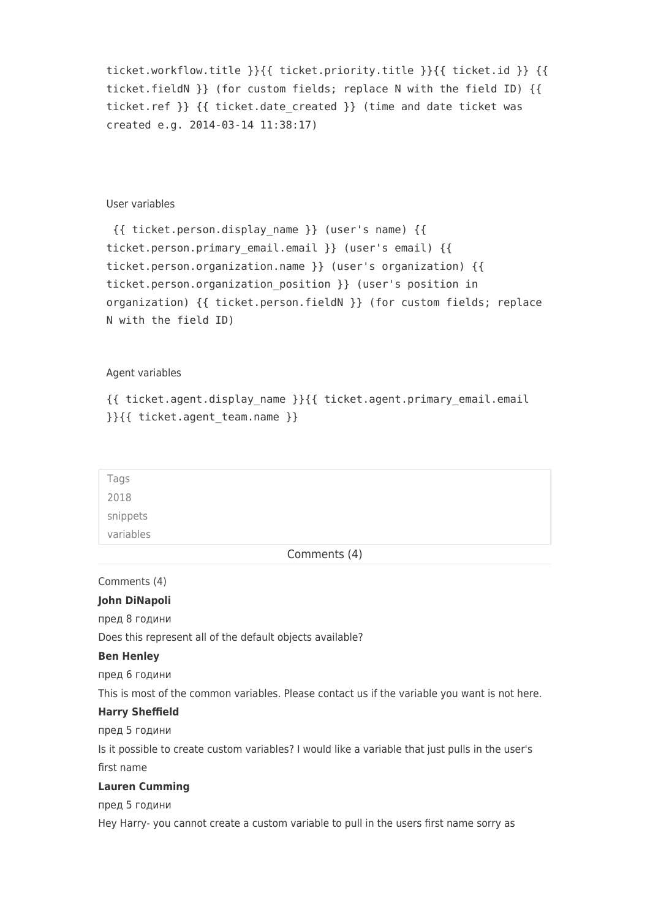```
ticket.workflow.title }}{{ ticket.priority.title }}{{ ticket.id }} {{
ticket.fieldN }} (for custom fields; replace N with the field ID) {{
ticket.ref }} {{ ticket.date_created }} (time and date ticket was
created e.g. 2014-03-14 11:38:17)
```

User variables

```
 {{ ticket.person.display_name }} (user's name) {{
ticket.person.primary_email.email }} (user's email) {{
ticket.person.organization.name }} (user's organization) {{
ticket.person.organization_position }} (user's position in
organization) {{ ticket.person.fieldN }} (for custom fields; replace
N with the field ID)
```

Agent variables

```
{{ ticket.agent.display_name }}{{ ticket.agent.primary_email.email
}}{{ ticket.agent_team.name }}
```

Tags
2018
snippets
variables

Comments (4)

Comments (4)

**John DiNapoli**

пред 8 години

Does this represent all of the default objects available?

**Ben Henley**

пред 6 години

This is most of the common variables. Please contact us if the variable you want is not here.

**Harry Sheffield**

пред 5 години

Is it possible to create custom variables? I would like a variable that just pulls in the user's first name

**Lauren Cumming**

пред 5 години

Hey Harry- you cannot create a custom variable to pull in the users first name sorry as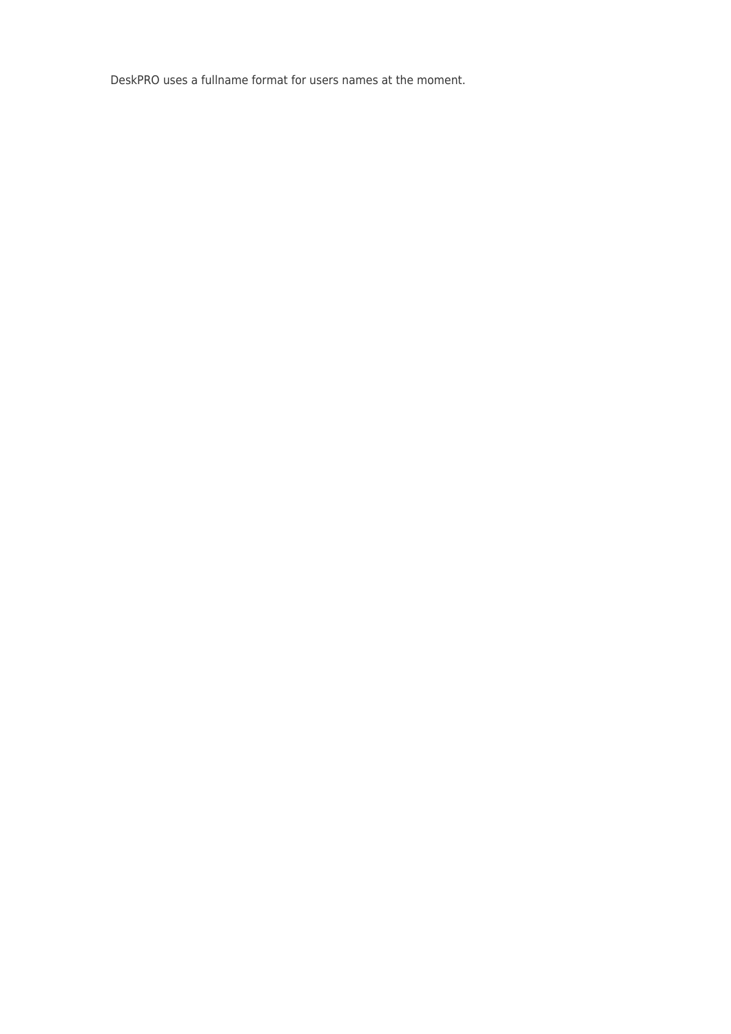DeskPRO uses a fullname format for users names at the moment.